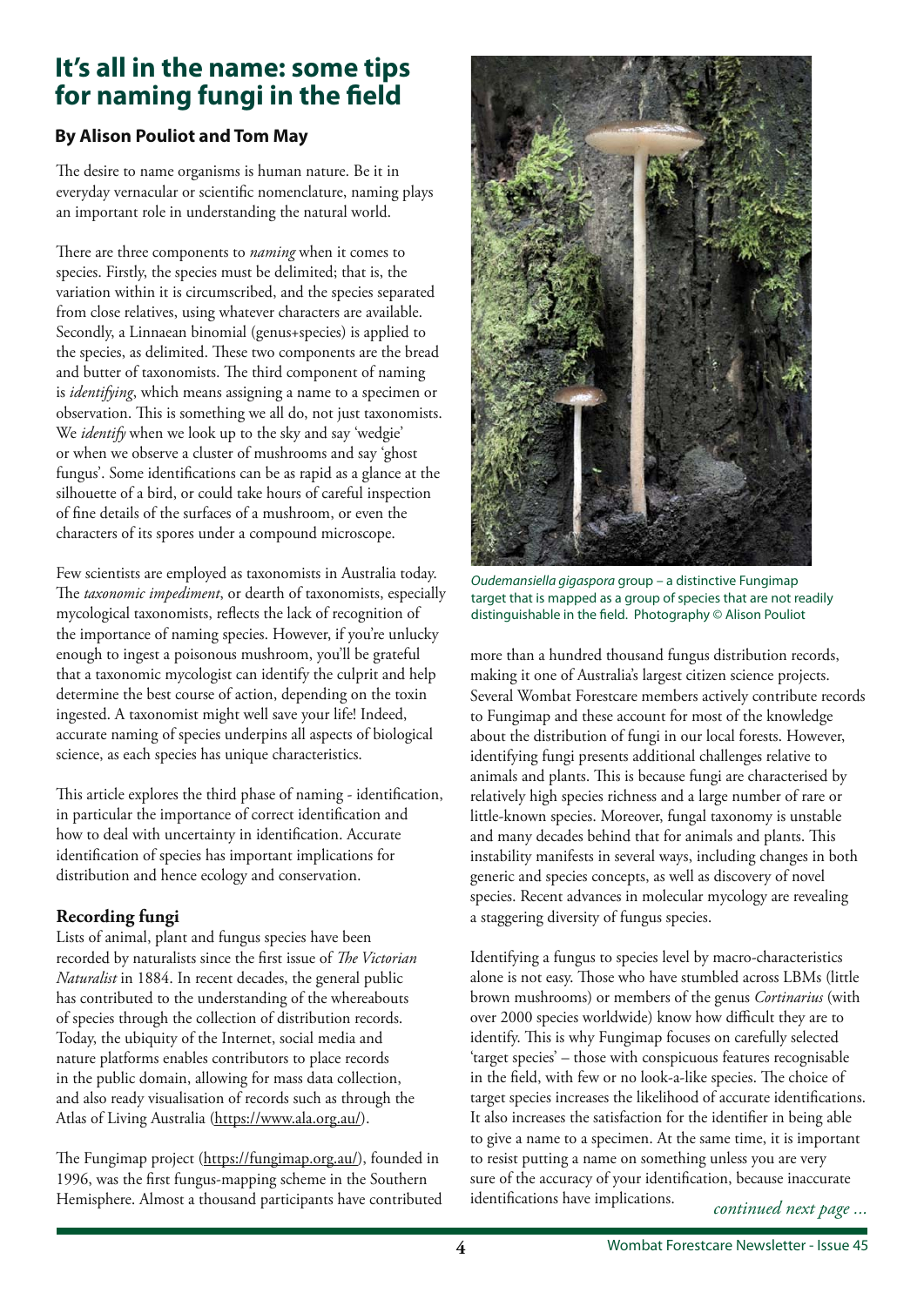# It's all in the name: some tips for naming fungi in the field

### By Alison Pouliot and Tom May

The desire to name organisms is human nature. Be it in everyday vernacular or scientific nomenclature, naming plays an important role in understanding the natural world.

There are three components to *naming* when it comes to species. Firstly, the species must be delimited; that is, the variation within it is circumscribed, and the species separated from close relatives, using whatever characters are available. Secondly, a Linnaean binomial (genus+species) is applied to the species, as delimited. These two components are the bread and butter of taxonomists. The third component of naming is *identifying*, which means assigning a name to a specimen or observation. This is something we all do, not just taxonomists. We *identify* when we look up to the sky and say 'wedgie' or when we observe a cluster of mushrooms and say 'ghost fungus'. Some identifications can be as rapid as a glance at the silhouette of a bird, or could take hours of careful inspection of fine details of the surfaces of a mushroom, or even the characters of its spores under a compound microscope.

Few scientists are employed as taxonomists in Australia today. The *taxonomic impediment*, or dearth of taxonomists, especially mycological taxonomists, reflects the lack of recognition of the importance of naming species. However, if you're unlucky enough to ingest a poisonous mushroom, you'll be grateful that a taxonomic mycologist can identify the culprit and help determine the best course of action, depending on the toxin ingested. A taxonomist might well save your life! Indeed, accurate naming of species underpins all aspects of biological science, as each species has unique characteristics.

This article explores the third phase of naming - identification, in particular the importance of correct identification and how to deal with uncertainty in identification. Accurate identification of species has important implications for distribution and hence ecology and conservation.

## Recording fungi

Lists of animal, plant and fungus species have been recorded by naturalists since the first issue of *The Victorian Naturalist* in 1884. In recent decades, the general public has contributed to the understanding of the whereabouts of species through the collection of distribution records. Today, the ubiquity of the Internet, social media and nature platforms enables contributors to place records in the public domain, allowing for mass data collection, and also ready visualisation of records such as through the Atlas of Living Australia (https://www.ala.org.au/).

The Fungimap project (https://fungimap.org.au/), founded in 1996, was the first fungus-mapping scheme in the Southern Hemisphere. Almost a thousand participants have contributed more than a hundred thousand fungus distribution records, making it one of Australia's largest citizen science projects. Several Wombat Forestcare members actively contribute records to Fungimap and these account for most of the knowledge about the distribution of fungi in our local forests. However, identifying fungi presents additional challenges relative to animals and plants. This is because fungi are characterised by relatively high species richness and a large number of rare or little-known species. Moreover, fungal taxonomy is unstable and many decades behind that for animals and plants. This instability manifests in several ways, including changes in both generic and species concepts, as well as discovery of novel species. Recent advances in molecular mycology are revealing a staggering diversity of fungus species.

*Oudemansiella gigaspora* group – a distinctive Fungimap target that is mapped as a group of species that are not readily distinguishable in the field. Photography © Alison Pouliot

Identifying a fungus to species level by macro-characteristics alone is not easy. Those who have stumbled across LBMs (little brown mushrooms) or members of the genus *Cortinarius* (with over 2000 species worldwide) know how difficult they are to identify. This is why Fungimap focuses on carefully selected 'target species' – those with conspicuous features recognisable in the field, with few or no look-a-like species. The choice of target species increases the likelihood of accurate identifications. It also increases the satisfaction for the identifier in being able to give a name to a specimen. At the same time, it is important to resist putting a name on something unless you are very sure of the accuracy of your identification, because inaccurate identifications have implications.

*continued next page ...*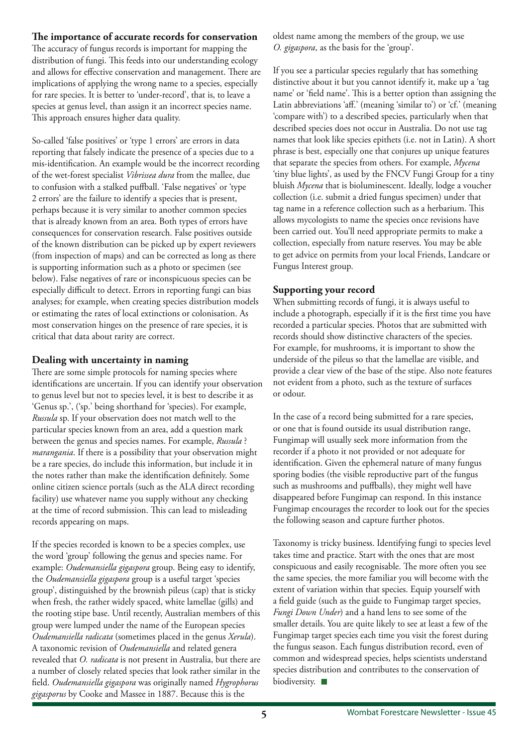## The importance of accurate records for conservation

The accuracy of fungus records is important for mapping the distribution of fungi. This feeds into our understanding ecology and allows for effective conservation and management. There are implications of applying the wrong name to a species, especially for rare species. It is better to 'under-record', that is, to leave a species at genus level, than assign it an incorrect species name. This approach ensures higher data quality.

So-called 'false positives' or 'type 1 errors' are errors in data reporting that falsely indicate the presence of a species due to a mis-identification. An example would be the incorrect recording of the wet-forest specialist *Vibrissea dura* from the mallee, due to confusion with a stalked puffball. 'False negatives' or 'type 2 errors' are the failure to identify a species that is present, perhaps because it is very similar to another common species that is already known from an area. Both types of errors have consequences for conservation research. False positives outside of the known distribution can be picked up by expert reviewers (from inspection of maps) and can be corrected as long as there is supporting information such as a photo or specimen (see below). False negatives of rare or inconspicuous species can be especially difficult to detect. Errors in reporting fungi can bias analyses; for example, when creating species distribution models or estimating the rates of local extinctions or colonisation. As most conservation hinges on the presence of rare species, it is critical that data about rarity are correct.

## Dealing with uncertainty in naming

There are some simple protocols for naming species where identifications are uncertain. If you can identify your observation to genus level but not to species level, it is best to describe it as 'Genus sp.', ('sp.' being shorthand for 'species'). For example, *Russula* sp. If your observation does not match well to the particular species known from an area, add a question mark between the genus and species names. For example, *Russula* ? *marangania*. If there is a possibility that your observation might be a rare species, do include this information, but include it in the notes rather than make the identification definitely. Some online citizen science portals (such as the ALA direct recording facility) use whatever name you supply without any checking at the time of record submission. This can lead to misleading records appearing on maps.

If the species recorded is known to be a species complex, use the word 'group' following the genus and species name. For example: *Oudemansiella gigaspora* group. Being easy to identify, the *Oudemansiella gigaspora* group is a useful target 'species group', distinguished by the brownish pileus (cap) that is sticky when fresh, the rather widely spaced, white lamellae (gills) and the rooting stipe base. Until recently, Australian members of this group were lumped under the name of the European species *Oudemansiella radicata* (sometimes placed in the genus *Xerula*). A taxonomic revision of *Oudemansiella* and related genera revealed that *O. radicata* is not present in Australia, but there are a number of closely related species that look rather similar in the field. *Oudemansiella gigaspora* was originally named *Hygrophorus gigasporus* by Cooke and Massee in 1887. Because this is the oldest name among the members of the group, we use *O. gigaspora*, as the basis for the 'group'.

If you see a particular species regularly that has something distinctive about it but you cannot identify it, make up a 'tag name' or 'field name'. This is a better option than assigning the Latin abbreviations 'aff.' (meaning 'similar to') or 'cf.' (meaning 'compare with') to a described species, particularly when that described species does not occur in Australia. Do not use tag names that look like species epithets (i.e. not in Latin). A short phrase is best, especially one that conjures up unique features that separate the species from others. For example, *Mycena* 'tiny blue lights', as used by the FNCV Fungi Group for a tiny bluish *Mycena* that is bioluminescent. Ideally, lodge a voucher collection (i.e. submit a dried fungus specimen) under that tag name in a reference collection such as a herbarium. This allows mycologists to name the species once revisions have been carried out. You'll need appropriate permits to make a collection, especially from nature reserves. You may be able to get advice on permits from your local Friends, Landcare or Fungus Interest group.

## Supporting your record

When submitting records of fungi, it is always useful to include a photograph, especially if it is the first time you have recorded a particular species. Photos that are submitted with records should show distinctive characters of the species. For example, for mushrooms, it is important to show the underside of the pileus so that the lamellae are visible, and provide a clear view of the base of the stipe. Also note features not evident from a photo, such as the texture of surfaces or odour.

In the case of a record being submitted for a rare species, or one that is found outside its usual distribution range, Fungimap will usually seek more information from the recorder if a photo it not provided or not adequate for identification. Given the ephemeral nature of many fungus sporing bodies (the visible reproductive part of the fungus such as mushrooms and puffballs), they might well have disappeared before Fungimap can respond. In this instance Fungimap encourages the recorder to look out for the species the following season and capture further photos.

Taxonomy is tricky business. Identifying fungi to species level takes time and practice. Start with the ones that are most conspicuous and easily recognisable. The more often you see the same species, the more familiar you will become with the extent of variation within that species. Equip yourself with a field guide (such as the guide to Fungimap target species, *Fungi Down Under*) and a hand lens to see some of the smaller details. You are quite likely to see at least a few of the Fungimap target species each time you visit the forest during the fungus season. Each fungus distribution record, even of common and widespread species, helps scientists understand species distribution and contributes to the conservation of biodiversity. ■